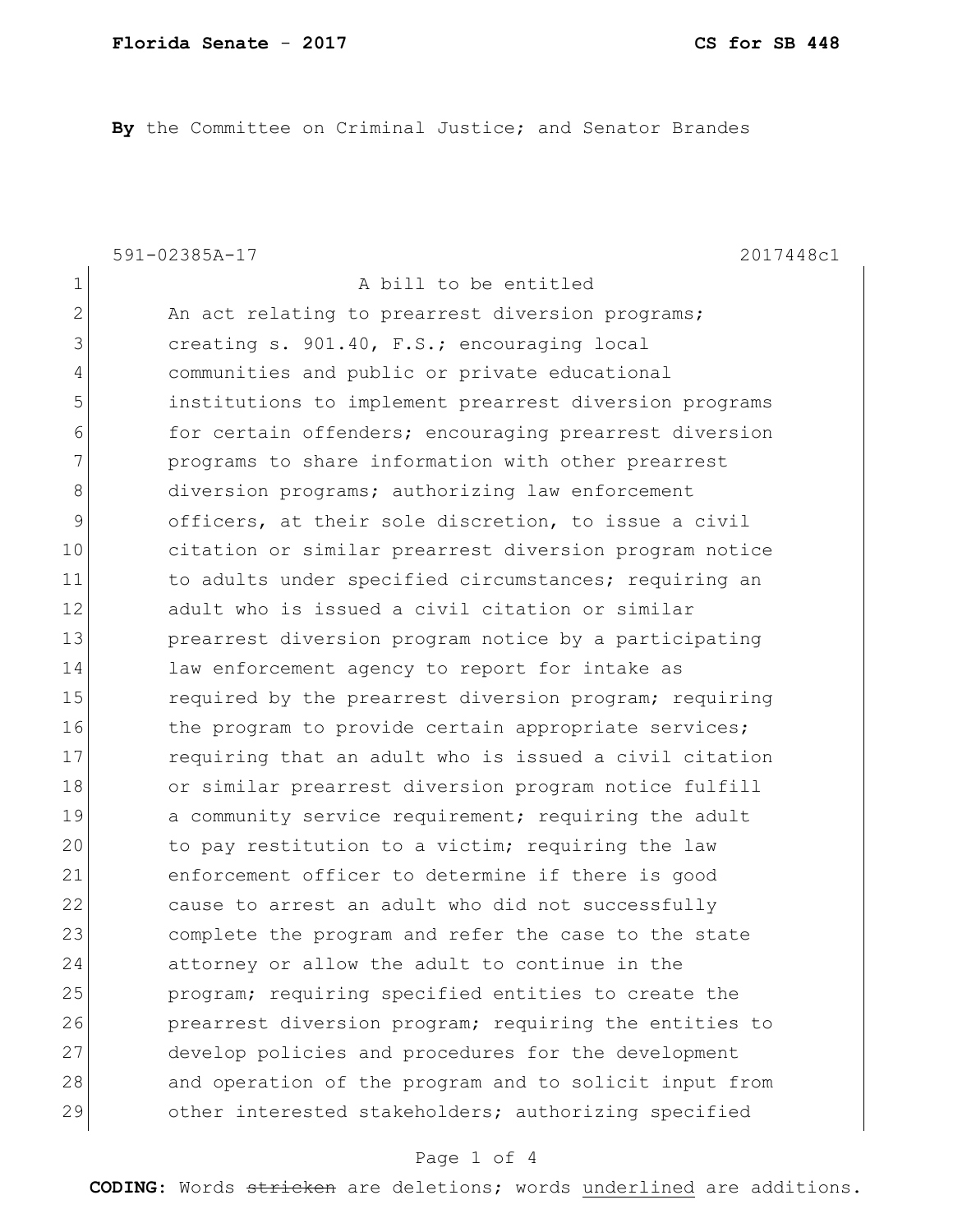**By** the Committee on Criminal Justice; and Senator Brandes

591-02385A-17 2017448c1

A bill to be entitled

An act relating to prearrest diversion programs; creating s. 901.40, F.S.; encouraging local communities and public or private educational institutions to implement prearrest diversion programs for certain offenders; encouraging prearrest diversion programs to share information with other prearrest diversion programs; authorizing law enforcement officers, at their sole discretion, to issue a civil citation or similar prearrest diversion program notice to adults under specified circumstances; requiring an adult who is issued a civil citation or similar prearrest diversion program notice by a participating law enforcement agency to report for intake as required by the prearrest diversion program; requiring the program to provide certain appropriate services; requiring that an adult who is issued a civil citation or similar prearrest diversion program notice fulfill a community service requirement; requiring the adult to pay restitution to a victim; requiring the law enforcement officer to determine if there is good cause to arrest an adult who did not successfully complete the program and refer the case to the state attorney or allow the adult to continue in the program; requiring specified entities to create the prearrest diversion program; requiring the entities to develop policies and procedures for the development and operation of the program and to solicit input from other interested stakeholders; authorizing specified

**CODING:** Words ~~stricken~~ are deletions; words <u>underlined</u> are additions.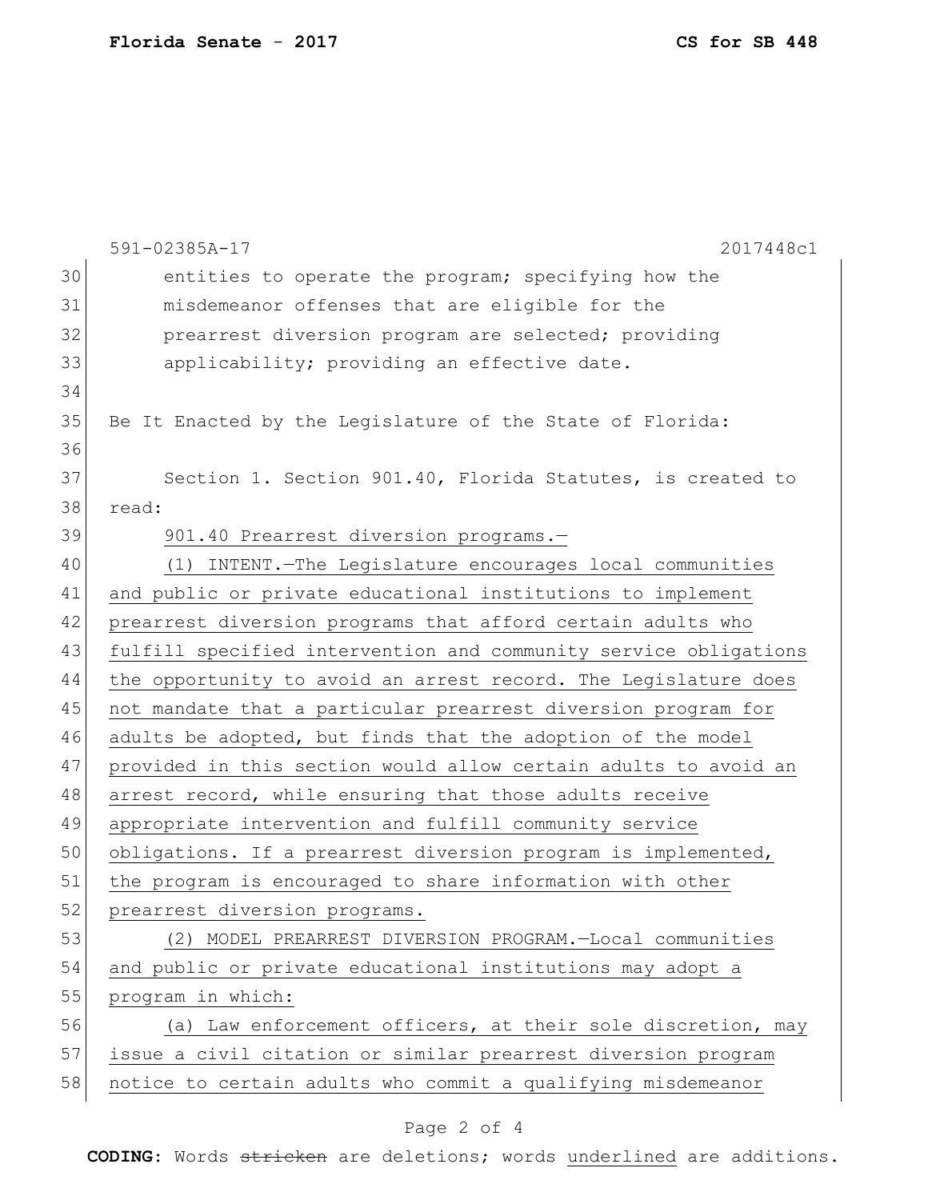entities to operate the program; specifying how the misdemeanor offenses that are eligible for the prearrest diversion program are selected; providing applicability; providing an effective date.

Be It Enacted by the Legislature of the State of Florida:

Section 1. Section 901.40, Florida Statutes, is created to read:

901.40 Prearrest diversion programs.—

(1) INTENT.—The Legislature encourages local communities and public or private educational institutions to implement prearrest diversion programs that afford certain adults who fulfill specified intervention and community service obligations the opportunity to avoid an arrest record. The Legislature does not mandate that a particular prearrest diversion program for adults be adopted, but finds that the adoption of the model provided in this section would allow certain adults to avoid an arrest record, while ensuring that those adults receive appropriate intervention and fulfill community service obligations. If a prearrest diversion program is implemented, the program is encouraged to share information with other prearrest diversion programs.

(2) MODEL PREARREST DIVERSION PROGRAM.—Local communities and public or private educational institutions may adopt a program in which:

(a) Law enforcement officers, at their sole discretion, may issue a civil citation or similar prearrest diversion program notice to certain adults who commit a qualifying misdemeanor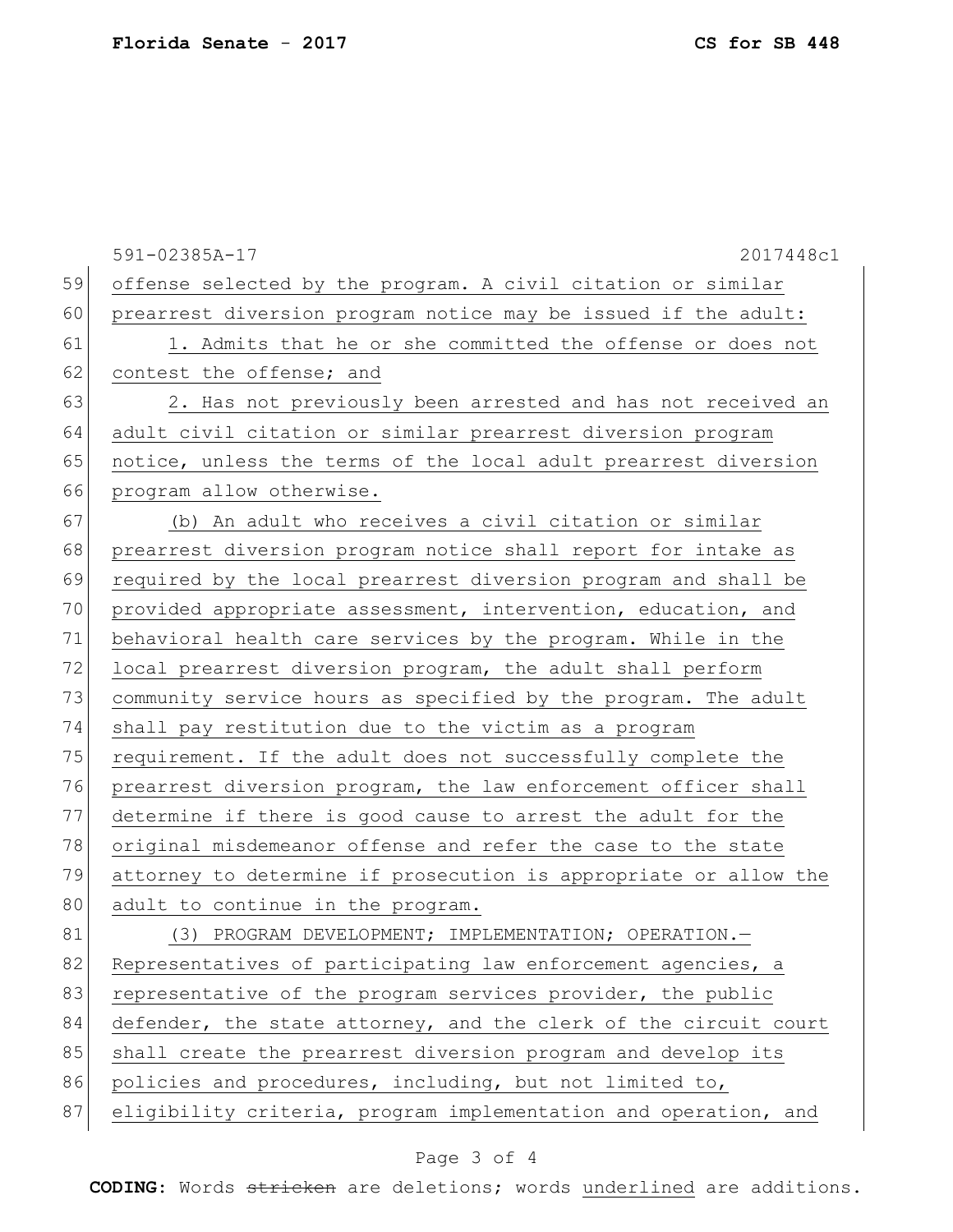offense selected by the program. A civil citation or similar prearrest diversion program notice may be issued if the adult:

1. Admits that he or she committed the offense or does not contest the offense; and

2. Has not previously been arrested and has not received an adult civil citation or similar prearrest diversion program notice, unless the terms of the local adult prearrest diversion program allow otherwise.

(b) An adult who receives a civil citation or similar prearrest diversion program notice shall report for intake as required by the local prearrest diversion program and shall be provided appropriate assessment, intervention, education, and behavioral health care services by the program. While in the local prearrest diversion program, the adult shall perform community service hours as specified by the program. The adult shall pay restitution due to the victim as a program requirement. If the adult does not successfully complete the prearrest diversion program, the law enforcement officer shall determine if there is good cause to arrest the adult for the original misdemeanor offense and refer the case to the state attorney to determine if prosecution is appropriate or allow the adult to continue in the program.

(3) PROGRAM DEVELOPMENT; IMPLEMENTATION; OPERATION.—Representatives of participating law enforcement agencies, a representative of the program services provider, the public defender, the state attorney, and the clerk of the circuit court shall create the prearrest diversion program and develop its policies and procedures, including, but not limited to, eligibility criteria, program implementation and operation, and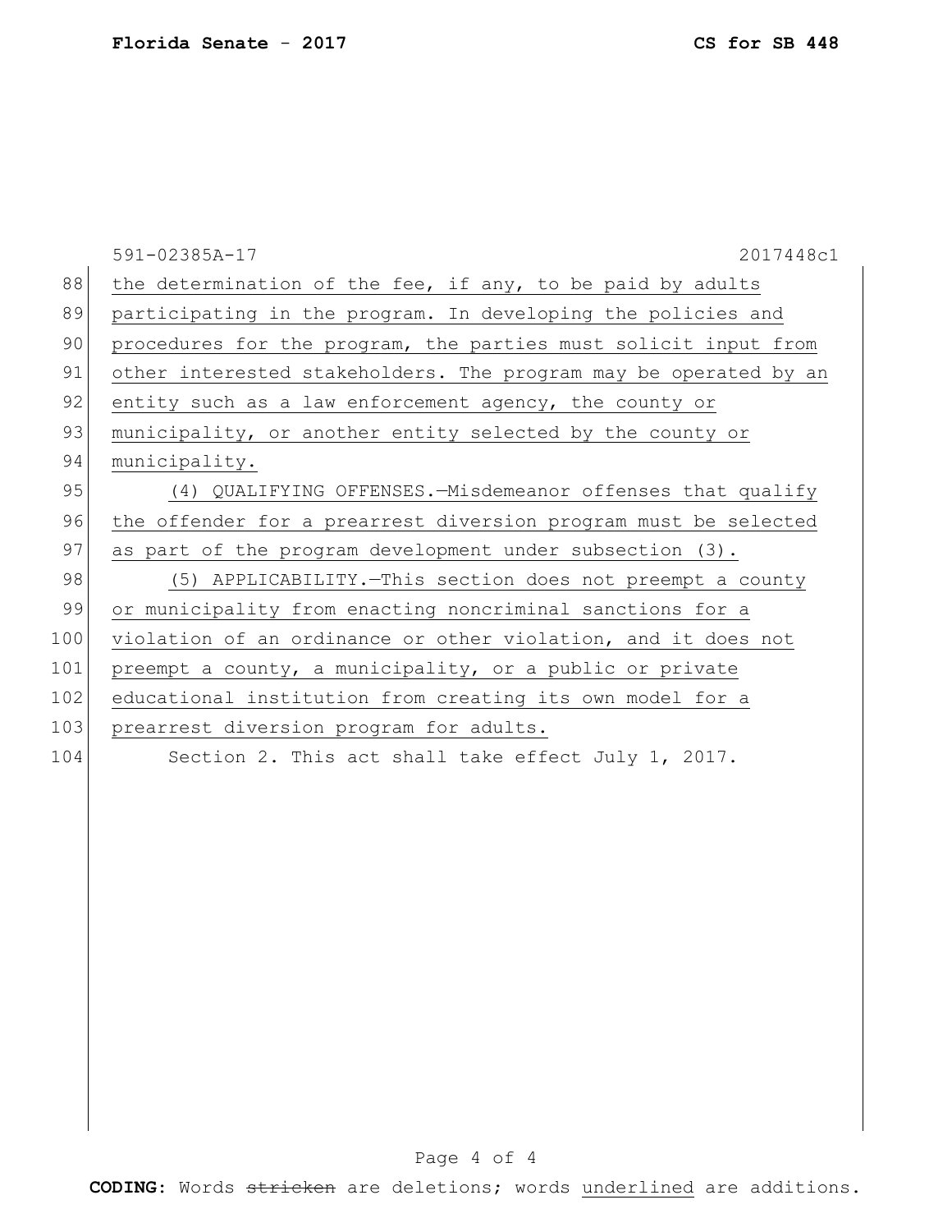591-02385A-17 2017448c1

88 the determination of the fee, if any, to be paid by adults
89 participating in the program. In developing the policies and
90 procedures for the program, the parties must solicit input from
91 other interested stakeholders. The program may be operated by an
92 entity such as a law enforcement agency, the county or
93 municipality, or another entity selected by the county or
94 municipality.

95 (4) QUALIFYING OFFENSES.—Misdemeanor offenses that qualify
96 the offender for a prearrest diversion program must be selected
97 as part of the program development under subsection (3).

98 (5) APPLICABILITY.—This section does not preempt a county
99 or municipality from enacting noncriminal sanctions for a
100 violation of an ordinance or other violation, and it does not
101 preempt a county, a municipality, or a public or private
102 educational institution from creating its own model for a
103 prearrest diversion program for adults.

104 Section 2. This act shall take effect July 1, 2017.

**CODING:** Words ~~stricken~~ are deletions; words underlined are additions.